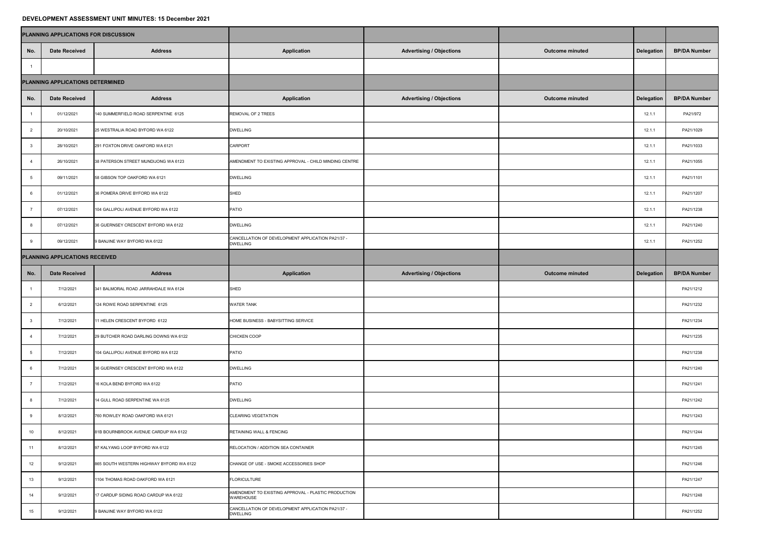**DEVELOPMENT ASSESSMENT UNIT MINUTES: 15 December 2021**

**PLANNING APPLICATIONS FOR DISCUSSION**

| No. | Date Received | Address | Application | Advertising / Objections | Outcome minuted | Delegation | BP/DA Number |
|---|---|---|---|---|---|---|---|
| 1 | | | | | | | |

**PLANNING APPLICATIONS DETERMINED**

| No. | Date Received | Address | Application | Advertising / Objections | Outcome minuted | Delegation | BP/DA Number |
|---|---|---|---|---|---|---|---|
| 1 | 01/12/2021 | 140 SUMMERFIELD ROAD SERPENTINE 6125 | REMOVAL OF 2 TREES | | | 12.1.1 | PA21/972 |
| 2 | 20/10/2021 | 25 WESTRALIA ROAD BYFORD WA 6122 | DWELLING | | | 12.1.1 | PA21/1029 |
| 3 | 28/10/2021 | 291 FOXTON DRIVE OAKFORD WA 6121 | CARPORT | | | 12.1.1 | PA21/1033 |
| 4 | 26/10/2021 | 38 PATERSON STREET MUNDIJONG WA 6123 | AMENDMENT TO EXISTING APPROVAL - CHILD MINDING CENTRE | | | 12.1.1 | PA21/1055 |
| 5 | 09/11/2021 | 58 GIBSON TOP OAKFORD WA 6121 | DWELLING | | | 12.1.1 | PA21/1101 |
| 6 | 01/12/2021 | 36 POMERA DRIVE BYFORD WA 6122 | SHED | | | 12.1.1 | PA21/1207 |
| 7 | 07/12/2021 | 104 GALLIPOLI AVENUE BYFORD WA 6122 | PATIO | | | 12.1.1 | PA21/1238 |
| 8 | 07/12/2021 | 36 GUERNSEY CRESCENT BYFORD WA 6122 | DWELLING | | | 12.1.1 | PA21/1240 |
| 9 | 09/12/2021 | 9 BANJINE WAY BYFORD WA 6122 | CANCELLATION OF DEVELOPMENT APPLICATION PA21/37 - DWELLING | | | 12.1.1 | PA21/1252 |

**PLANNING APPLICATIONS RECEIVED**

| No. | Date Received | Address | Application | Advertising / Objections | Outcome minuted | Delegation | BP/DA Number |
|---|---|---|---|---|---|---|---|
| 1 | 7/12/2021 | 341 BALMORAL ROAD JARRAHDALE WA 6124 | SHED | | | | PA21/1212 |
| 2 | 6/12/2021 | 124 ROWE ROAD SERPENTINE 6125 | WATER TANK | | | | PA21/1232 |
| 3 | 7/12/2021 | 11 HELEN CRESCENT BYFORD 6122 | HOME BUSINESS - BABYSITTING SERVICE | | | | PA21/1234 |
| 4 | 7/12/2021 | 29 BUTCHER ROAD DARLING DOWNS WA 6122 | CHICKEN COOP | | | | PA21/1235 |
| 5 | 7/12/2021 | 104 GALLIPOLI AVENUE BYFORD WA 6122 | PATIO | | | | PA21/1238 |
| 6 | 7/12/2021 | 36 GUERNSEY CRESCENT BYFORD WA 6122 | DWELLING | | | | PA21/1240 |
| 7 | 7/12/2021 | 16 KOLA BEND BYFORD WA 6122 | PATIO | | | | PA21/1241 |
| 8 | 7/12/2021 | 14 GULL ROAD SERPENTINE WA 6125 | DWELLING | | | | PA21/1242 |
| 9 | 8/12/2021 | 760 ROWLEY ROAD OAKFORD WA 6121 | CLEARING VEGETATION | | | | PA21/1243 |
| 10 | 8/12/2021 | 61B BOURNBROOK AVENUE CARDUP WA 6122 | RETAINING WALL & FENCING | | | | PA21/1244 |
| 11 | 8/12/2021 | 97 KALYANG LOOP BYFORD WA 6122 | RELOCATION / ADDITION SEA CONTAINER | | | | PA21/1245 |
| 12 | 9/12/2021 | 865 SOUTH WESTERN HIGHWAY BYFORD WA 6122 | CHANGE OF USE - SMOKE ACCESSORIES SHOP | | | | PA21/1246 |
| 13 | 9/12/2021 | 1104 THOMAS ROAD OAKFORD WA 6121 | FLORICULTURE | | | | PA21/1247 |
| 14 | 9/12/2021 | 17 CARDUP SIDING ROAD CARDUP WA 6122 | AMENDMENT TO EXISTING APPROVAL - PLASTIC PRODUCTION WAREHOUSE | | | | PA21/1248 |
| 15 | 9/12/2021 | 9 BANJINE WAY BYFORD WA 6122 | CANCELLATION OF DEVELOPMENT APPLICATION PA21/37 - DWELLING | | | | PA21/1252 |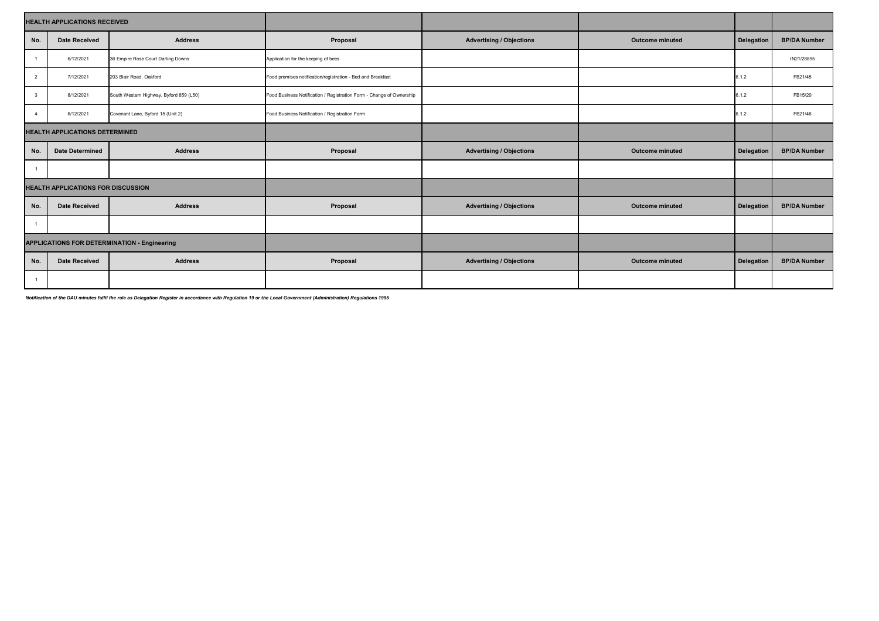| HEALTH APPLICATIONS RECEIVED | | | | | | | |
|---|---|---|---|---|---|---|---|
| **No.** | **Date Received** | **Address** | **Proposal** | **Advertising / Objections** | **Outcome minuted** | **Delegation** | **BP/DA Number** |
| 1 | 6/12/2021 | 36 Empire Rose Court Darling Downs | Application for the keeping of bees | | | | IN21/28895 |
| 2 | 7/12/2021 | 203 Blair Road, Oakford | Food premises notification/registration - Bed and Breakfast | | | 6.1.2 | FB21/45 |
| 3 | 8/12/2021 | South Western Highway, Byford 859 (L50) | Food Business Notification / Registration Form - Change of Ownership | | | 6.1.2 | FB15/20 |
| 4 | 6/12/2021 | Covenant Lane, Byford 15 (Unit 2) | Food Business Notification / Registration Form | | | 6.1.2 | FB21/46 |

| HEALTH APPLICATIONS DETERMINED | | | | | | | |
|---|---|---|---|---|---|---|---|
| **No.** | **Date Determined** | **Address** | **Proposal** | **Advertising / Objections** | **Outcome minuted** | **Delegation** | **BP/DA Number** |
| 1 | | | | | | | |

| HEALTH APPLICATIONS FOR DISCUSSION | | | | | | | |
|---|---|---|---|---|---|---|---|
| **No.** | **Date Received** | **Address** | **Proposal** | **Advertising / Objections** | **Outcome minuted** | **Delegation** | **BP/DA Number** |
| 1 | | | | | | | |

| APPLICATIONS FOR DETERMINATION - Engineering | | | | | | | |
|---|---|---|---|---|---|---|---|
| **No.** | **Date Received** | **Address** | **Proposal** | **Advertising / Objections** | **Outcome minuted** | **Delegation** | **BP/DA Number** |
| 1 | | | | | | | |

***Notification of the DAU minutes fulfil the role as Delegation Register in accordance with Regulation 19 or the Local Government (Administration) Regulations 1996***